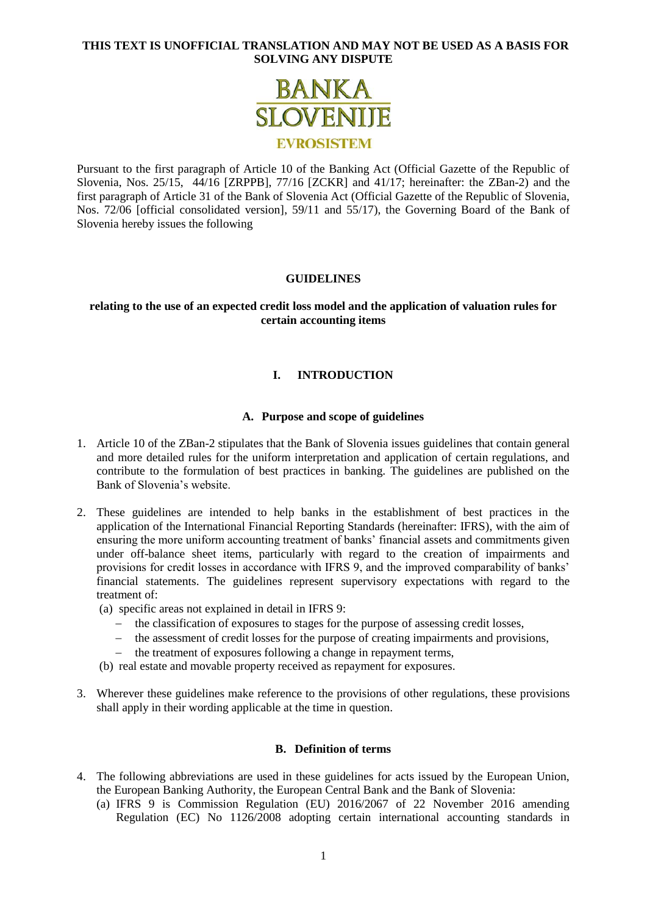**THIS TEXT IS UNOFFICIAL TRANSLATION AND MAY NOT BE USED AS A BASIS FOR SOLVING ANY DISPUTE**

BANKA SLOVENIJE

EVROSISTEM

Pursuant to the first paragraph of Article 10 of the Banking Act (Official Gazette of the Republic of Slovenia, Nos. 25/15, 44/16 [ZRPPB], 77/16 [ZCKR] and 41/17; hereinafter: the ZBan-2) and the first paragraph of Article 31 of the Bank of Slovenia Act (Official Gazette of the Republic of Slovenia, Nos. 72/06 [official consolidated version], 59/11 and 55/17), the Governing Board of the Bank of Slovenia hereby issues the following

# GUIDELINES

## relating to the use of an expected credit loss model and the application of valuation rules for certain accounting items

## I. INTRODUCTION

### A. Purpose and scope of guidelines

1. Article 10 of the ZBan-2 stipulates that the Bank of Slovenia issues guidelines that contain general and more detailed rules for the uniform interpretation and application of certain regulations, and contribute to the formulation of best practices in banking. The guidelines are published on the Bank of Slovenia's website.

2. These guidelines are intended to help banks in the establishment of best practices in the application of the International Financial Reporting Standards (hereinafter: IFRS), with the aim of ensuring the more uniform accounting treatment of banks' financial assets and commitments given under off-balance sheet items, particularly with regard to the creation of impairments and provisions for credit losses in accordance with IFRS 9, and the improved comparability of banks' financial statements. The guidelines represent supervisory expectations with regard to the treatment of:
   (a) specific areas not explained in detail in IFRS 9:
      - the classification of exposures to stages for the purpose of assessing credit losses,
      - the assessment of credit losses for the purpose of creating impairments and provisions,
      - the treatment of exposures following a change in repayment terms,
   (b) real estate and movable property received as repayment for exposures.

3. Wherever these guidelines make reference to the provisions of other regulations, these provisions shall apply in their wording applicable at the time in question.

### B. Definition of terms

4. The following abbreviations are used in these guidelines for acts issued by the European Union, the European Banking Authority, the European Central Bank and the Bank of Slovenia:
   (a) IFRS 9 is Commission Regulation (EU) 2016/2067 of 22 November 2016 amending Regulation (EC) No 1126/2008 adopting certain international accounting standards in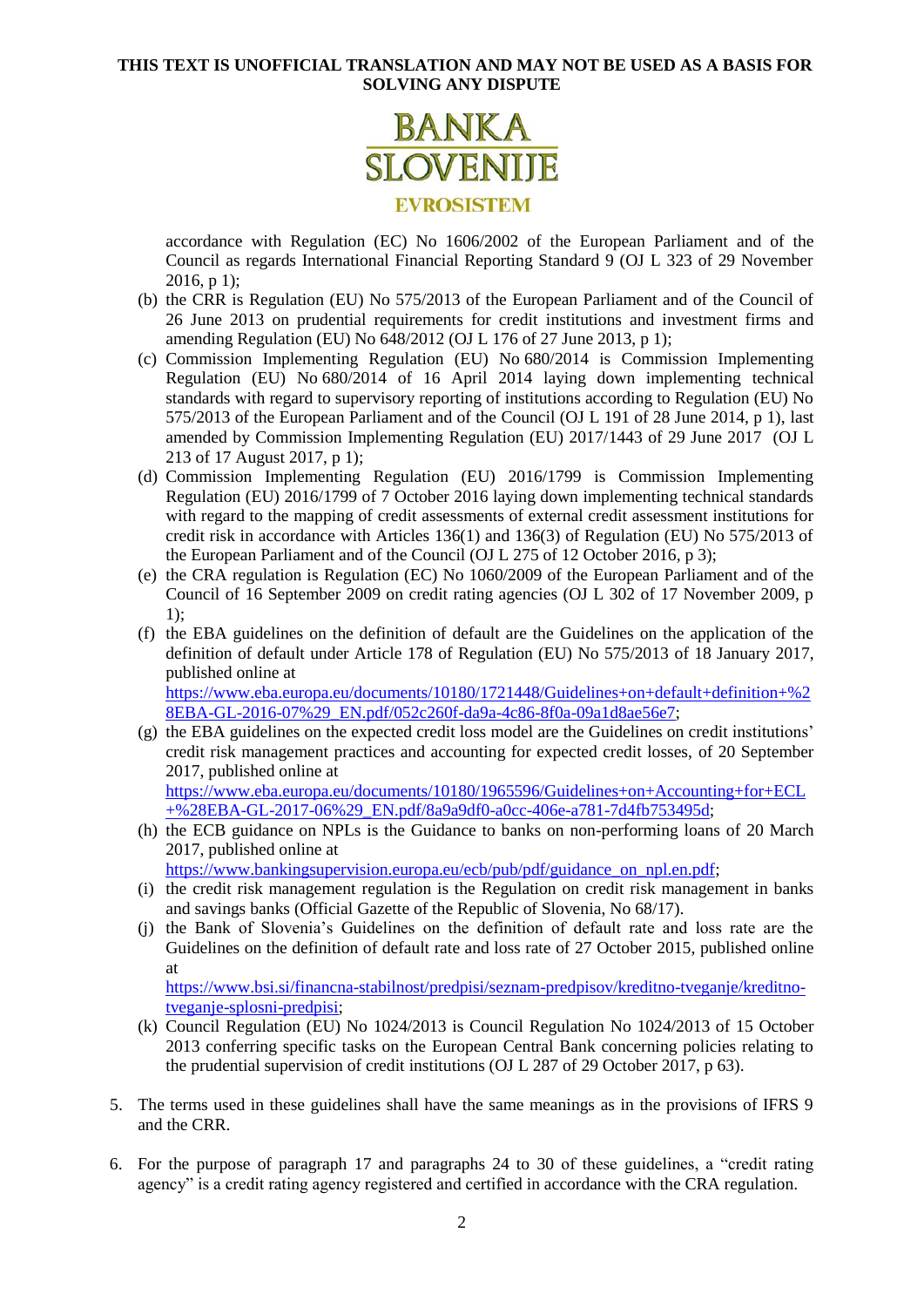accordance with Regulation (EC) No 1606/2002 of the European Parliament and of the Council as regards International Financial Reporting Standard 9 (OJ L 323 of 29 November 2016, p 1);

(b) the CRR is Regulation (EU) No 575/2013 of the European Parliament and of the Council of 26 June 2013 on prudential requirements for credit institutions and investment firms and amending Regulation (EU) No 648/2012 (OJ L 176 of 27 June 2013, p 1);

(c) Commission Implementing Regulation (EU) No 680/2014 is Commission Implementing Regulation (EU) No 680/2014 of 16 April 2014 laying down implementing technical standards with regard to supervisory reporting of institutions according to Regulation (EU) No 575/2013 of the European Parliament and of the Council (OJ L 191 of 28 June 2014, p 1), last amended by Commission Implementing Regulation (EU) 2017/1443 of 29 June 2017 (OJ L 213 of 17 August 2017, p 1);

(d) Commission Implementing Regulation (EU) 2016/1799 is Commission Implementing Regulation (EU) 2016/1799 of 7 October 2016 laying down implementing technical standards with regard to the mapping of credit assessments of external credit assessment institutions for credit risk in accordance with Articles 136(1) and 136(3) of Regulation (EU) No 575/2013 of the European Parliament and of the Council (OJ L 275 of 12 October 2016, p 3);

(e) the CRA regulation is Regulation (EC) No 1060/2009 of the European Parliament and of the Council of 16 September 2009 on credit rating agencies (OJ L 302 of 17 November 2009, p 1);

(f) the EBA guidelines on the definition of default are the Guidelines on the application of the definition of default under Article 178 of Regulation (EU) No 575/2013 of 18 January 2017, published online at https://www.eba.europa.eu/documents/10180/1721448/Guidelines+on+default+definition+%28EBA-GL-2016-07%29_EN.pdf/052c260f-da9a-4c86-8f0a-09a1d8ae56e7;

(g) the EBA guidelines on the expected credit loss model are the Guidelines on credit institutions' credit risk management practices and accounting for expected credit losses, of 20 September 2017, published online at https://www.eba.europa.eu/documents/10180/1965596/Guidelines+on+Accounting+for+ECL+%28EBA-GL-2017-06%29_EN.pdf/8a9a9df0-a0cc-406e-a781-7d4fb753495d;

(h) the ECB guidance on NPLs is the Guidance to banks on non-performing loans of 20 March 2017, published online at https://www.bankingsupervision.europa.eu/ecb/pub/pdf/guidance_on_npl.en.pdf;

(i) the credit risk management regulation is the Regulation on credit risk management in banks and savings banks (Official Gazette of the Republic of Slovenia, No 68/17).

(j) the Bank of Slovenia's Guidelines on the definition of default rate and loss rate are the Guidelines on the definition of default rate and loss rate of 27 October 2015, published online at https://www.bsi.si/financna-stabilnost/predpisi/seznam-predpisov/kreditno-tveganje/kreditno-tveganje-splosni-predpisi;

(k) Council Regulation (EU) No 1024/2013 is Council Regulation No 1024/2013 of 15 October 2013 conferring specific tasks on the European Central Bank concerning policies relating to the prudential supervision of credit institutions (OJ L 287 of 29 October 2017, p 63).

5. The terms used in these guidelines shall have the same meanings as in the provisions of IFRS 9 and the CRR.

6. For the purpose of paragraph 17 and paragraphs 24 to 30 of these guidelines, a "credit rating agency" is a credit rating agency registered and certified in accordance with the CRA regulation.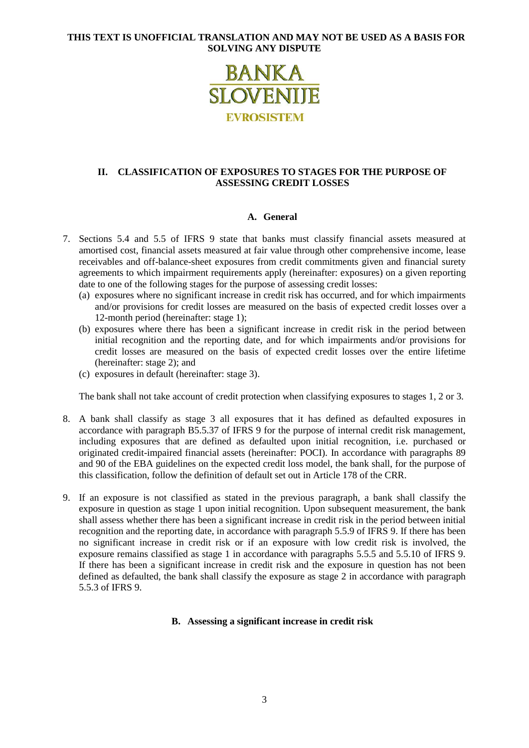**THIS TEXT IS UNOFFICIAL TRANSLATION AND MAY NOT BE USED AS A BASIS FOR SOLVING ANY DISPUTE**

BANKA SLOVENIJE

EVROSISTEM

## II. CLASSIFICATION OF EXPOSURES TO STAGES FOR THE PURPOSE OF ASSESSING CREDIT LOSSES

### A. General

7. Sections 5.4 and 5.5 of IFRS 9 state that banks must classify financial assets measured at amortised cost, financial assets measured at fair value through other comprehensive income, lease receivables and off-balance-sheet exposures from credit commitments given and financial surety agreements to which impairment requirements apply (hereinafter: exposures) on a given reporting date to one of the following stages for the purpose of assessing credit losses:
   - (a) exposures where no significant increase in credit risk has occurred, and for which impairments and/or provisions for credit losses are measured on the basis of expected credit losses over a 12-month period (hereinafter: stage 1);
   - (b) exposures where there has been a significant increase in credit risk in the period between initial recognition and the reporting date, and for which impairments and/or provisions for credit losses are measured on the basis of expected credit losses over the entire lifetime (hereinafter: stage 2); and
   - (c) exposures in default (hereinafter: stage 3).

   The bank shall not take account of credit protection when classifying exposures to stages 1, 2 or 3.

8. A bank shall classify as stage 3 all exposures that it has defined as defaulted exposures in accordance with paragraph B5.5.37 of IFRS 9 for the purpose of internal credit risk management, including exposures that are defined as defaulted upon initial recognition, i.e. purchased or originated credit-impaired financial assets (hereinafter: POCI). In accordance with paragraphs 89 and 90 of the EBA guidelines on the expected credit loss model, the bank shall, for the purpose of this classification, follow the definition of default set out in Article 178 of the CRR.

9. If an exposure is not classified as stated in the previous paragraph, a bank shall classify the exposure in question as stage 1 upon initial recognition. Upon subsequent measurement, the bank shall assess whether there has been a significant increase in credit risk in the period between initial recognition and the reporting date, in accordance with paragraph 5.5.9 of IFRS 9. If there has been no significant increase in credit risk or if an exposure with low credit risk is involved, the exposure remains classified as stage 1 in accordance with paragraphs 5.5.5 and 5.5.10 of IFRS 9. If there has been a significant increase in credit risk and the exposure in question has not been defined as defaulted, the bank shall classify the exposure as stage 2 in accordance with paragraph 5.5.3 of IFRS 9.

### B. Assessing a significant increase in credit risk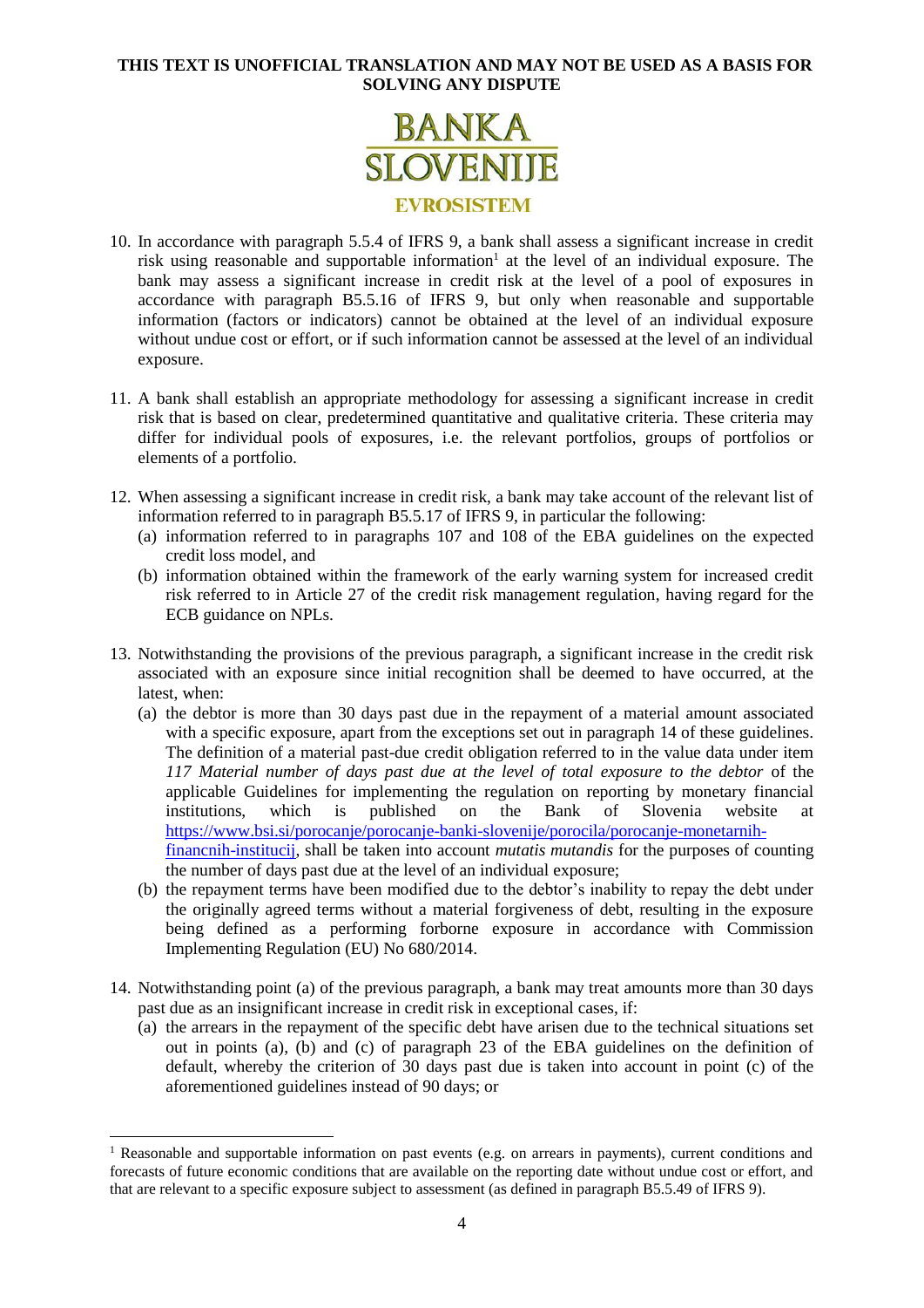**THIS TEXT IS UNOFFICIAL TRANSLATION AND MAY NOT BE USED AS A BASIS FOR SOLVING ANY DISPUTE**

BANKA SLOVENIJE
EVROSISTEM

10. In accordance with paragraph 5.5.4 of IFRS 9, a bank shall assess a significant increase in credit risk using reasonable and supportable information[1] at the level of an individual exposure. The bank may assess a significant increase in credit risk at the level of a pool of exposures in accordance with paragraph B5.5.16 of IFRS 9, but only when reasonable and supportable information (factors or indicators) cannot be obtained at the level of an individual exposure without undue cost or effort, or if such information cannot be assessed at the level of an individual exposure.

11. A bank shall establish an appropriate methodology for assessing a significant increase in credit risk that is based on clear, predetermined quantitative and qualitative criteria. These criteria may differ for individual pools of exposures, i.e. the relevant portfolios, groups of portfolios or elements of a portfolio.

12. When assessing a significant increase in credit risk, a bank may take account of the relevant list of information referred to in paragraph B5.5.17 of IFRS 9, in particular the following:
    (a) information referred to in paragraphs 107 and 108 of the EBA guidelines on the expected credit loss model, and
    (b) information obtained within the framework of the early warning system for increased credit risk referred to in Article 27 of the credit risk management regulation, having regard for the ECB guidance on NPLs.

13. Notwithstanding the provisions of the previous paragraph, a significant increase in the credit risk associated with an exposure since initial recognition shall be deemed to have occurred, at the latest, when:
    (a) the debtor is more than 30 days past due in the repayment of a material amount associated with a specific exposure, apart from the exceptions set out in paragraph 14 of these guidelines. The definition of a material past-due credit obligation referred to in the value data under item *117 Material number of days past due at the level of total exposure to the debtor* of the applicable Guidelines for implementing the regulation on reporting by monetary financial institutions, which is published on the Bank of Slovenia website at https://www.bsi.si/porocanje/porocanje-banki-slovenije/porocila/porocanje-monetarnih-financnih-institucij, shall be taken into account *mutatis mutandis* for the purposes of counting the number of days past due at the level of an individual exposure;
    (b) the repayment terms have been modified due to the debtor's inability to repay the debt under the originally agreed terms without a material forgiveness of debt, resulting in the exposure being defined as a performing forborne exposure in accordance with Commission Implementing Regulation (EU) No 680/2014.

14. Notwithstanding point (a) of the previous paragraph, a bank may treat amounts more than 30 days past due as an insignificant increase in credit risk in exceptional cases, if:
    (a) the arrears in the repayment of the specific debt have arisen due to the technical situations set out in points (a), (b) and (c) of paragraph 23 of the EBA guidelines on the definition of default, whereby the criterion of 30 days past due is taken into account in point (c) of the aforementioned guidelines instead of 90 days; or

[1] Reasonable and supportable information on past events (e.g. on arrears in payments), current conditions and forecasts of future economic conditions that are available on the reporting date without undue cost or effort, and that are relevant to a specific exposure subject to assessment (as defined in paragraph B5.5.49 of IFRS 9).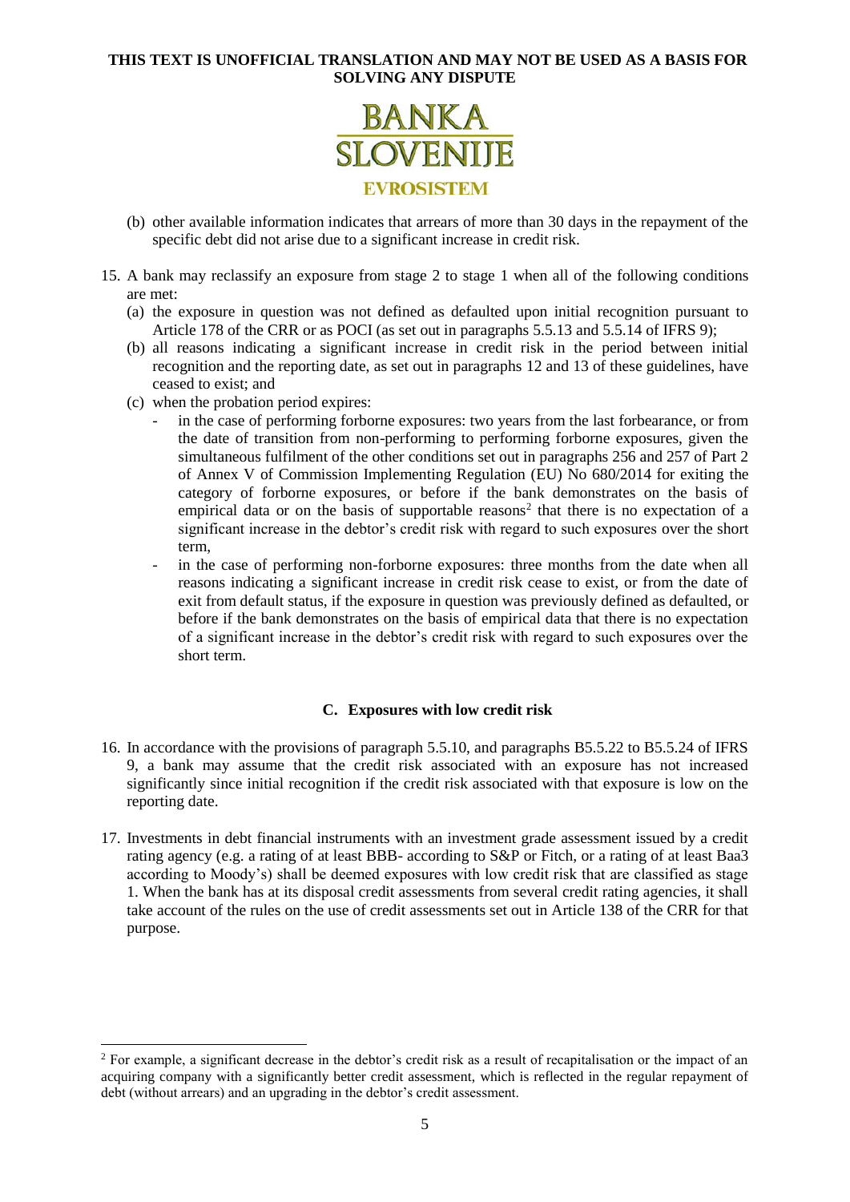(b) other available information indicates that arrears of more than 30 days in the repayment of the specific debt did not arise due to a significant increase in credit risk.

15. A bank may reclassify an exposure from stage 2 to stage 1 when all of the following conditions are met:
    (a) the exposure in question was not defined as defaulted upon initial recognition pursuant to Article 178 of the CRR or as POCI (as set out in paragraphs 5.5.13 and 5.5.14 of IFRS 9);
    (b) all reasons indicating a significant increase in credit risk in the period between initial recognition and the reporting date, as set out in paragraphs 12 and 13 of these guidelines, have ceased to exist; and
    (c) when the probation period expires:
    - in the case of performing forborne exposures: two years from the last forbearance, or from the date of transition from non-performing to performing forborne exposures, given the simultaneous fulfilment of the other conditions set out in paragraphs 256 and 257 of Part 2 of Annex V of Commission Implementing Regulation (EU) No 680/2014 for exiting the category of forborne exposures, or before if the bank demonstrates on the basis of empirical data or on the basis of supportable reasons[2] that there is no expectation of a significant increase in the debtor's credit risk with regard to such exposures over the short term,
    - in the case of performing non-forborne exposures: three months from the date when all reasons indicating a significant increase in credit risk cease to exist, or from the date of exit from default status, if the exposure in question was previously defined as defaulted, or before if the bank demonstrates on the basis of empirical data that there is no expectation of a significant increase in the debtor's credit risk with regard to such exposures over the short term.

### C. Exposures with low credit risk

16. In accordance with the provisions of paragraph 5.5.10, and paragraphs B5.5.22 to B5.5.24 of IFRS 9, a bank may assume that the credit risk associated with an exposure has not increased significantly since initial recognition if the credit risk associated with that exposure is low on the reporting date.

17. Investments in debt financial instruments with an investment grade assessment issued by a credit rating agency (e.g. a rating of at least BBB- according to S&P or Fitch, or a rating of at least Baa3 according to Moody's) shall be deemed exposures with low credit risk that are classified as stage 1. When the bank has at its disposal credit assessments from several credit rating agencies, it shall take account of the rules on the use of credit assessments set out in Article 138 of the CRR for that purpose.

---

[2] For example, a significant decrease in the debtor's credit risk as a result of recapitalisation or the impact of an acquiring company with a significantly better credit assessment, which is reflected in the regular repayment of debt (without arrears) and an upgrading in the debtor's credit assessment.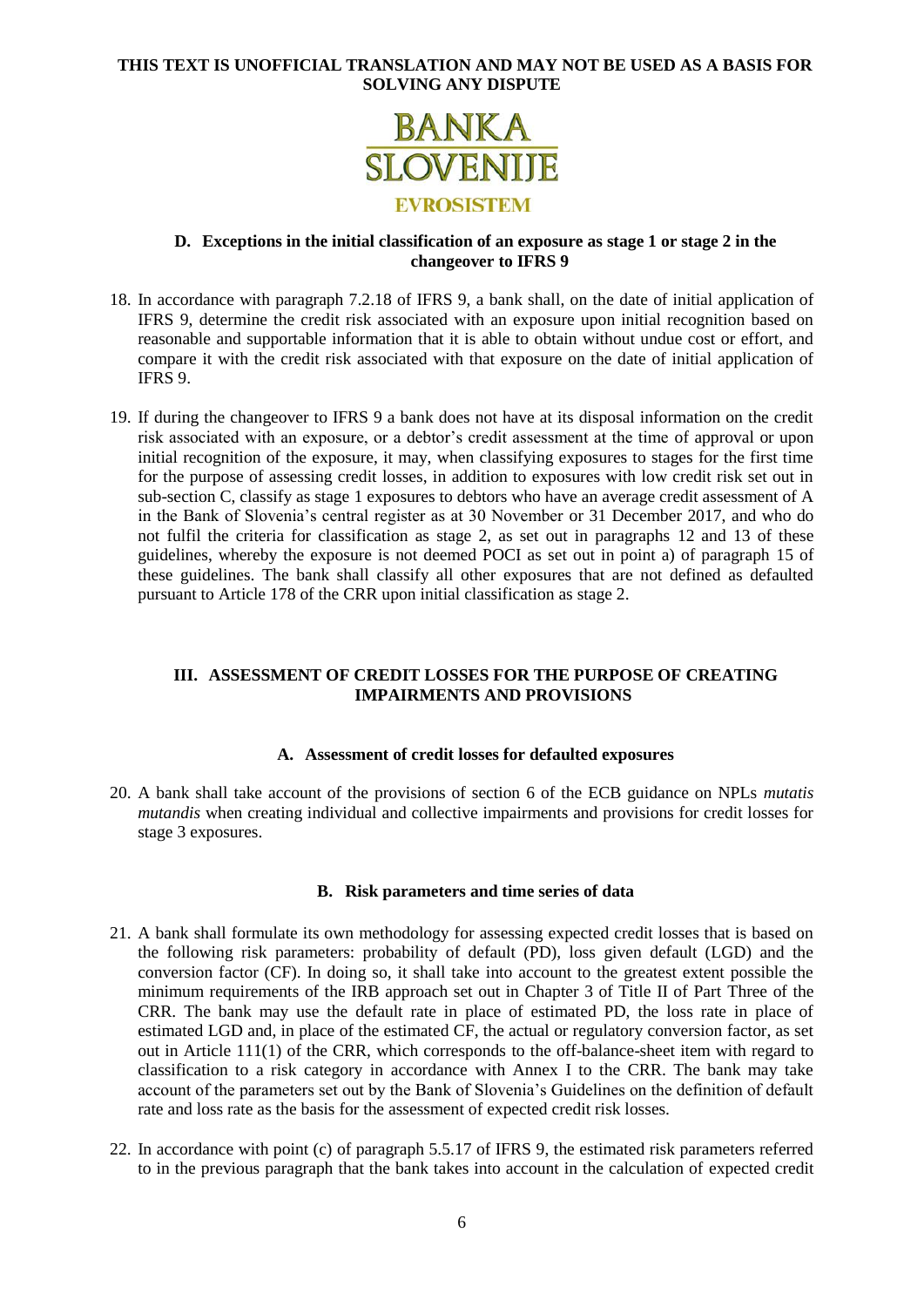### D. Exceptions in the initial classification of an exposure as stage 1 or stage 2 in the changeover to IFRS 9

18. In accordance with paragraph 7.2.18 of IFRS 9, a bank shall, on the date of initial application of IFRS 9, determine the credit risk associated with an exposure upon initial recognition based on reasonable and supportable information that it is able to obtain without undue cost or effort, and compare it with the credit risk associated with that exposure on the date of initial application of IFRS 9.

19. If during the changeover to IFRS 9 a bank does not have at its disposal information on the credit risk associated with an exposure, or a debtor's credit assessment at the time of approval or upon initial recognition of the exposure, it may, when classifying exposures to stages for the first time for the purpose of assessing credit losses, in addition to exposures with low credit risk set out in sub-section C, classify as stage 1 exposures to debtors who have an average credit assessment of A in the Bank of Slovenia's central register as at 30 November or 31 December 2017, and who do not fulfil the criteria for classification as stage 2, as set out in paragraphs 12 and 13 of these guidelines, whereby the exposure is not deemed POCI as set out in point a) of paragraph 15 of these guidelines. The bank shall classify all other exposures that are not defined as defaulted pursuant to Article 178 of the CRR upon initial classification as stage 2.

## III. ASSESSMENT OF CREDIT LOSSES FOR THE PURPOSE OF CREATING IMPAIRMENTS AND PROVISIONS

### A. Assessment of credit losses for defaulted exposures

20. A bank shall take account of the provisions of section 6 of the ECB guidance on NPLs *mutatis mutandis* when creating individual and collective impairments and provisions for credit losses for stage 3 exposures.

### B. Risk parameters and time series of data

21. A bank shall formulate its own methodology for assessing expected credit losses that is based on the following risk parameters: probability of default (PD), loss given default (LGD) and the conversion factor (CF). In doing so, it shall take into account to the greatest extent possible the minimum requirements of the IRB approach set out in Chapter 3 of Title II of Part Three of the CRR. The bank may use the default rate in place of estimated PD, the loss rate in place of estimated LGD and, in place of the estimated CF, the actual or regulatory conversion factor, as set out in Article 111(1) of the CRR, which corresponds to the off-balance-sheet item with regard to classification to a risk category in accordance with Annex I to the CRR. The bank may take account of the parameters set out by the Bank of Slovenia's Guidelines on the definition of default rate and loss rate as the basis for the assessment of expected credit risk losses.

22. In accordance with point (c) of paragraph 5.5.17 of IFRS 9, the estimated risk parameters referred to in the previous paragraph that the bank takes into account in the calculation of expected credit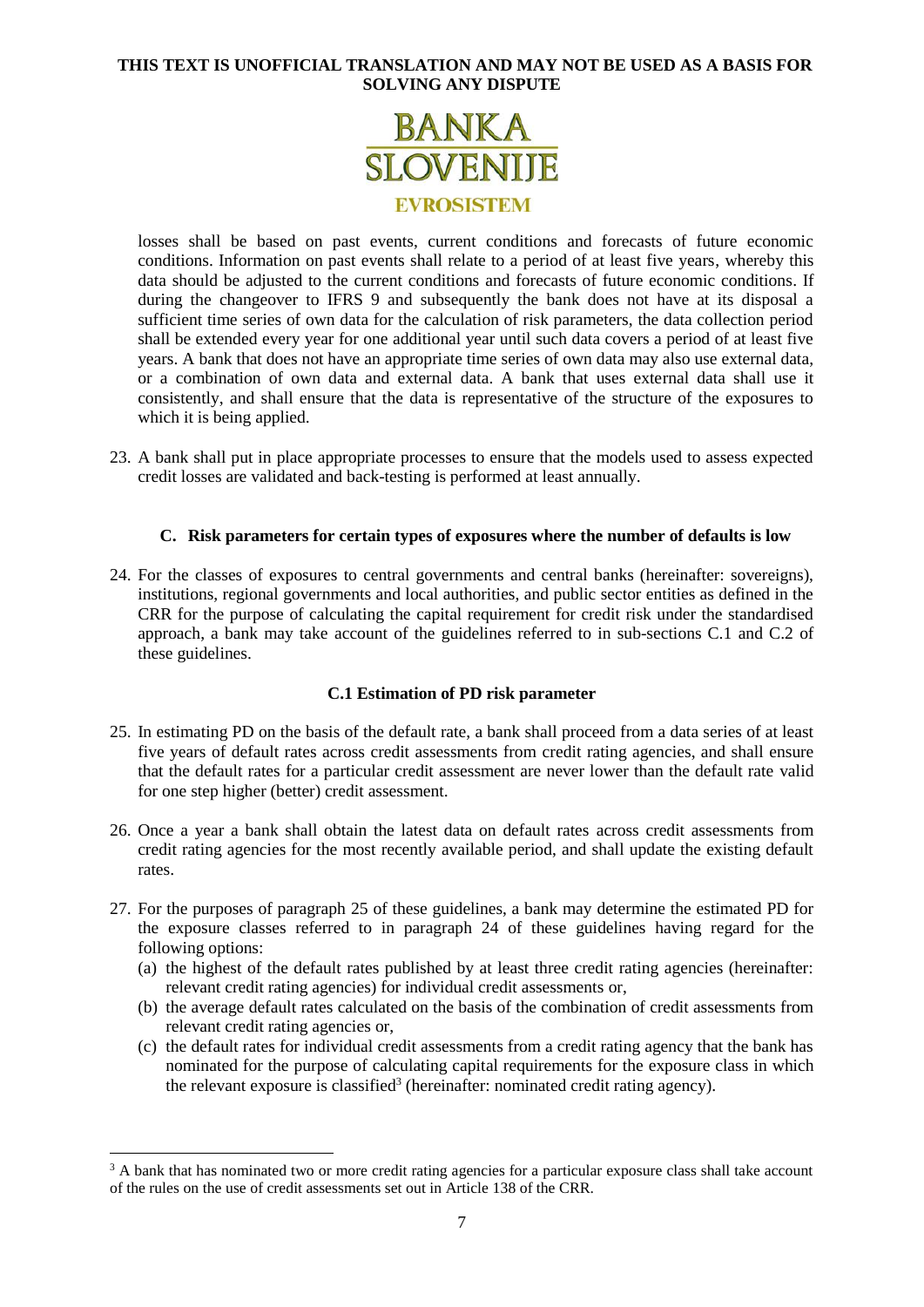losses shall be based on past events, current conditions and forecasts of future economic conditions. Information on past events shall relate to a period of at least five years, whereby this data should be adjusted to the current conditions and forecasts of future economic conditions. If during the changeover to IFRS 9 and subsequently the bank does not have at its disposal a sufficient time series of own data for the calculation of risk parameters, the data collection period shall be extended every year for one additional year until such data covers a period of at least five years. A bank that does not have an appropriate time series of own data may also use external data, or a combination of own data and external data. A bank that uses external data shall use it consistently, and shall ensure that the data is representative of the structure of the exposures to which it is being applied.

23. A bank shall put in place appropriate processes to ensure that the models used to assess expected credit losses are validated and back-testing is performed at least annually.

### C. Risk parameters for certain types of exposures where the number of defaults is low

24. For the classes of exposures to central governments and central banks (hereinafter: sovereigns), institutions, regional governments and local authorities, and public sector entities as defined in the CRR for the purpose of calculating the capital requirement for credit risk under the standardised approach, a bank may take account of the guidelines referred to in sub-sections C.1 and C.2 of these guidelines.

#### C.1 Estimation of PD risk parameter

25. In estimating PD on the basis of the default rate, a bank shall proceed from a data series of at least five years of default rates across credit assessments from credit rating agencies, and shall ensure that the default rates for a particular credit assessment are never lower than the default rate valid for one step higher (better) credit assessment.

26. Once a year a bank shall obtain the latest data on default rates across credit assessments from credit rating agencies for the most recently available period, and shall update the existing default rates.

27. For the purposes of paragraph 25 of these guidelines, a bank may determine the estimated PD for the exposure classes referred to in paragraph 24 of these guidelines having regard for the following options:
    (a) the highest of the default rates published by at least three credit rating agencies (hereinafter: relevant credit rating agencies) for individual credit assessments or,
    (b) the average default rates calculated on the basis of the combination of credit assessments from relevant credit rating agencies or,
    (c) the default rates for individual credit assessments from a credit rating agency that the bank has nominated for the purpose of calculating capital requirements for the exposure class in which the relevant exposure is classified[3] (hereinafter: nominated credit rating agency).

[3] A bank that has nominated two or more credit rating agencies for a particular exposure class shall take account of the rules on the use of credit assessments set out in Article 138 of the CRR.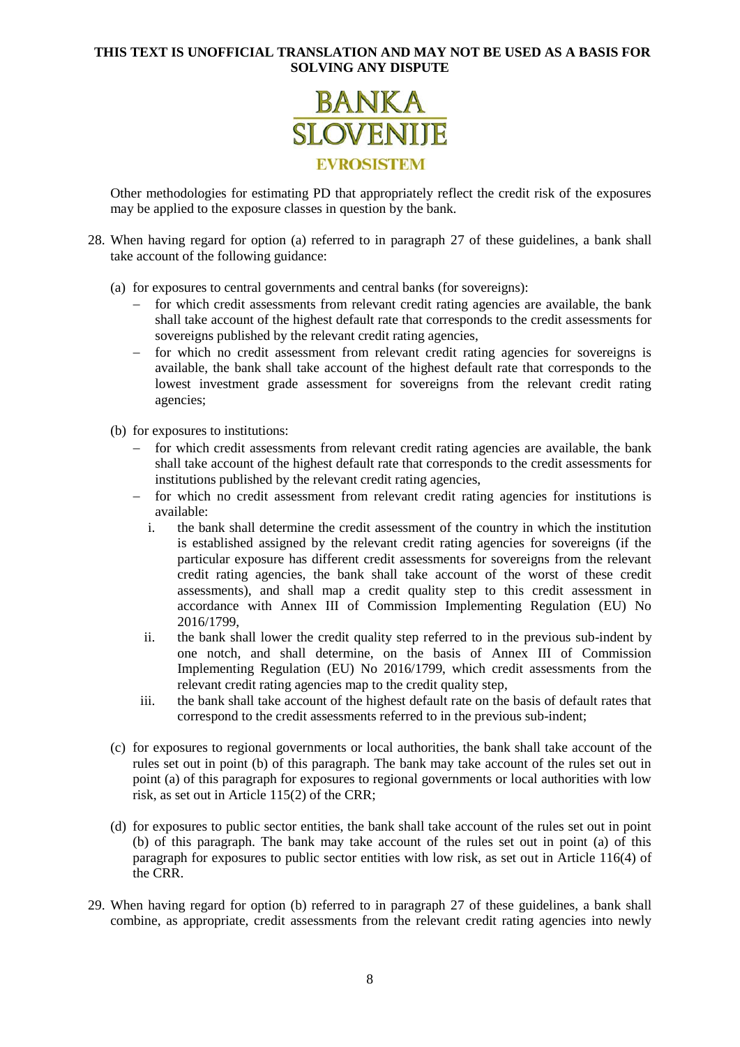Other methodologies for estimating PD that appropriately reflect the credit risk of the exposures may be applied to the exposure classes in question by the bank.

28. When having regard for option (a) referred to in paragraph 27 of these guidelines, a bank shall take account of the following guidance:

    (a) for exposures to central governments and central banks (for sovereigns):
    - for which credit assessments from relevant credit rating agencies are available, the bank shall take account of the highest default rate that corresponds to the credit assessments for sovereigns published by the relevant credit rating agencies,
    - for which no credit assessment from relevant credit rating agencies for sovereigns is available, the bank shall take account of the highest default rate that corresponds to the lowest investment grade assessment for sovereigns from the relevant credit rating agencies;

    (b) for exposures to institutions:
    - for which credit assessments from relevant credit rating agencies are available, the bank shall take account of the highest default rate that corresponds to the credit assessments for institutions published by the relevant credit rating agencies,
    - for which no credit assessment from relevant credit rating agencies for institutions is available:
        i. the bank shall determine the credit assessment of the country in which the institution is established assigned by the relevant credit rating agencies for sovereigns (if the particular exposure has different credit assessments for sovereigns from the relevant credit rating agencies, the bank shall take account of the worst of these credit assessments), and shall map a credit quality step to this credit assessment in accordance with Annex III of Commission Implementing Regulation (EU) No 2016/1799,
        ii. the bank shall lower the credit quality step referred to in the previous sub-indent by one notch, and shall determine, on the basis of Annex III of Commission Implementing Regulation (EU) No 2016/1799, which credit assessments from the relevant credit rating agencies map to the credit quality step,
        iii. the bank shall take account of the highest default rate on the basis of default rates that correspond to the credit assessments referred to in the previous sub-indent;

    (c) for exposures to regional governments or local authorities, the bank shall take account of the rules set out in point (b) of this paragraph. The bank may take account of the rules set out in point (a) of this paragraph for exposures to regional governments or local authorities with low risk, as set out in Article 115(2) of the CRR;

    (d) for exposures to public sector entities, the bank shall take account of the rules set out in point (b) of this paragraph. The bank may take account of the rules set out in point (a) of this paragraph for exposures to public sector entities with low risk, as set out in Article 116(4) of the CRR.

29. When having regard for option (b) referred to in paragraph 27 of these guidelines, a bank shall combine, as appropriate, credit assessments from the relevant credit rating agencies into newly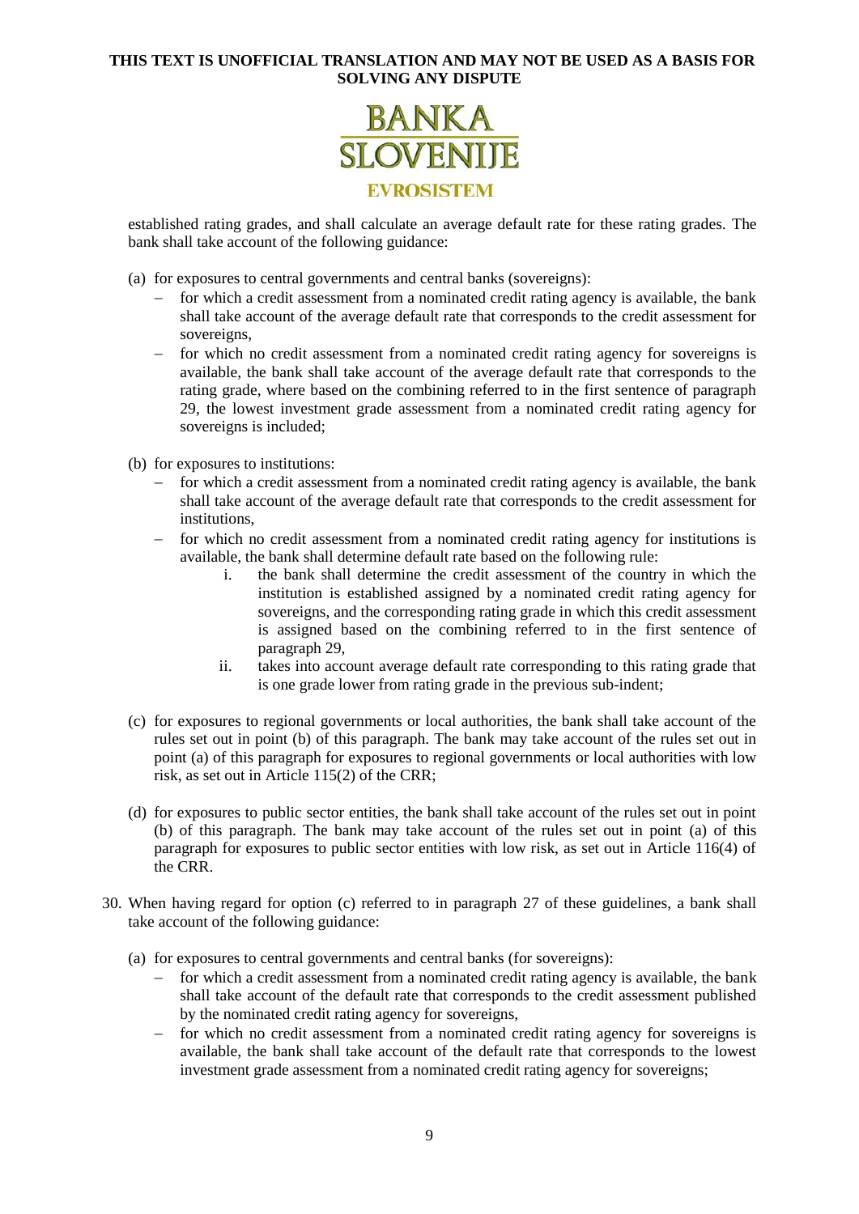established rating grades, and shall calculate an average default rate for these rating grades. The bank shall take account of the following guidance:

(a) for exposures to central governments and central banks (sovereigns):
   - for which a credit assessment from a nominated credit rating agency is available, the bank shall take account of the average default rate that corresponds to the credit assessment for sovereigns,
   - for which no credit assessment from a nominated credit rating agency for sovereigns is available, the bank shall take account of the average default rate that corresponds to the rating grade, where based on the combining referred to in the first sentence of paragraph 29, the lowest investment grade assessment from a nominated credit rating agency for sovereigns is included;

(b) for exposures to institutions:
   - for which a credit assessment from a nominated credit rating agency is available, the bank shall take account of the average default rate that corresponds to the credit assessment for institutions,
   - for which no credit assessment from a nominated credit rating agency for institutions is available, the bank shall determine default rate based on the following rule:
      i. the bank shall determine the credit assessment of the country in which the institution is established assigned by a nominated credit rating agency for sovereigns, and the corresponding rating grade in which this credit assessment is assigned based on the combining referred to in the first sentence of paragraph 29,
      ii. takes into account average default rate corresponding to this rating grade that is one grade lower from rating grade in the previous sub-indent;

(c) for exposures to regional governments or local authorities, the bank shall take account of the rules set out in point (b) of this paragraph. The bank may take account of the rules set out in point (a) of this paragraph for exposures to regional governments or local authorities with low risk, as set out in Article 115(2) of the CRR;

(d) for exposures to public sector entities, the bank shall take account of the rules set out in point (b) of this paragraph. The bank may take account of the rules set out in point (a) of this paragraph for exposures to public sector entities with low risk, as set out in Article 116(4) of the CRR.

30. When having regard for option (c) referred to in paragraph 27 of these guidelines, a bank shall take account of the following guidance:

   (a) for exposures to central governments and central banks (for sovereigns):
      - for which a credit assessment from a nominated credit rating agency is available, the bank shall take account of the default rate that corresponds to the credit assessment published by the nominated credit rating agency for sovereigns,
      - for which no credit assessment from a nominated credit rating agency for sovereigns is available, the bank shall take account of the default rate that corresponds to the lowest investment grade assessment from a nominated credit rating agency for sovereigns;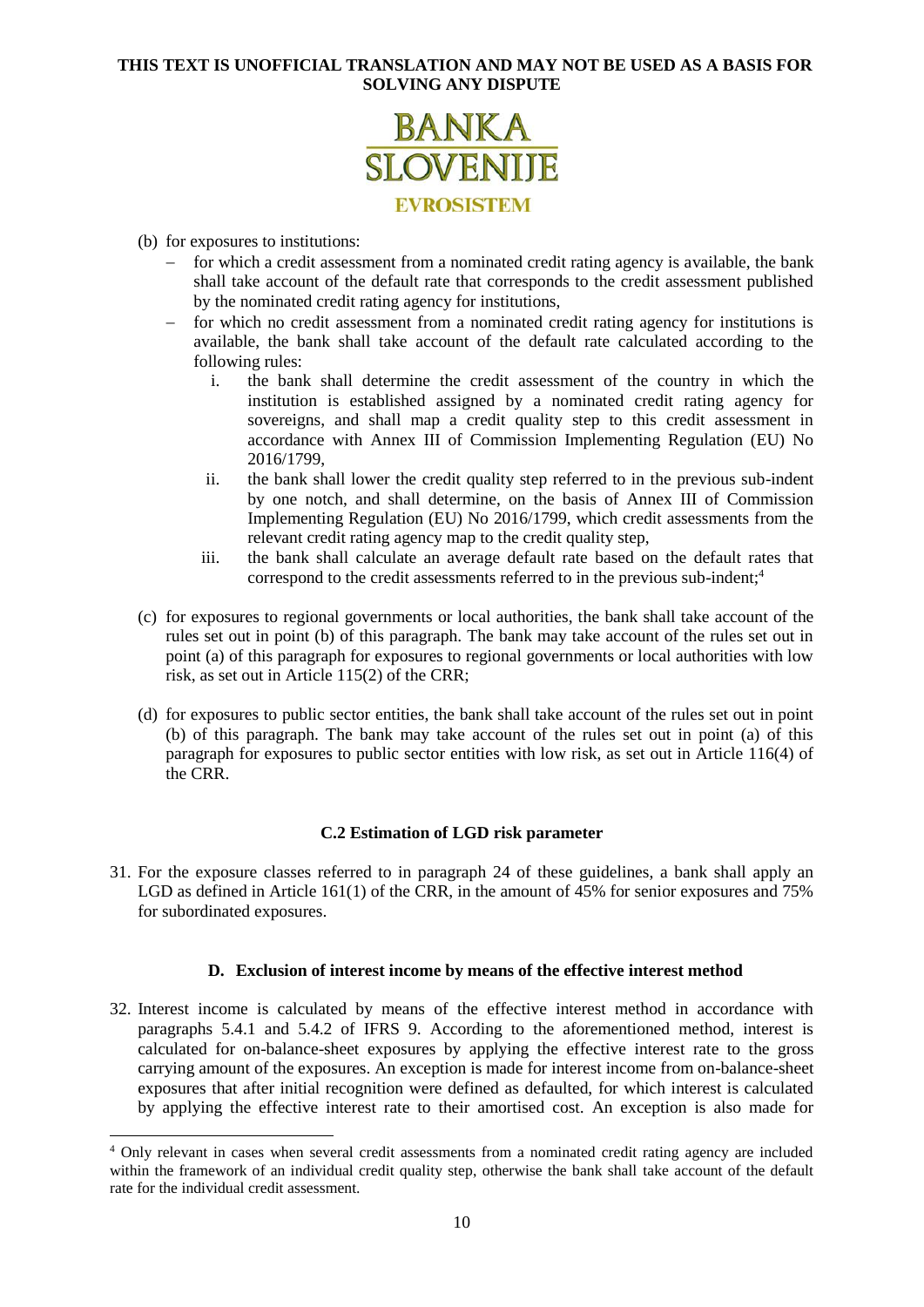(b) for exposures to institutions:

- for which a credit assessment from a nominated credit rating agency is available, the bank shall take account of the default rate that corresponds to the credit assessment published by the nominated credit rating agency for institutions,
- for which no credit assessment from a nominated credit rating agency for institutions is available, the bank shall take account of the default rate calculated according to the following rules:
  1. the bank shall determine the credit assessment of the country in which the institution is established assigned by a nominated credit rating agency for sovereigns, and shall map a credit quality step to this credit assessment in accordance with Annex III of Commission Implementing Regulation (EU) No 2016/1799,
  2. the bank shall lower the credit quality step referred to in the previous sub-indent by one notch, and shall determine, on the basis of Annex III of Commission Implementing Regulation (EU) No 2016/1799, which credit assessments from the relevant credit rating agency map to the credit quality step,
  3. the bank shall calculate an average default rate based on the default rates that correspond to the credit assessments referred to in the previous sub-indent;[4]

(c) for exposures to regional governments or local authorities, the bank shall take account of the rules set out in point (b) of this paragraph. The bank may take account of the rules set out in point (a) of this paragraph for exposures to regional governments or local authorities with low risk, as set out in Article 115(2) of the CRR;

(d) for exposures to public sector entities, the bank shall take account of the rules set out in point (b) of this paragraph. The bank may take account of the rules set out in point (a) of this paragraph for exposures to public sector entities with low risk, as set out in Article 116(4) of the CRR.

### C.2 Estimation of LGD risk parameter

31. For the exposure classes referred to in paragraph 24 of these guidelines, a bank shall apply an LGD as defined in Article 161(1) of the CRR, in the amount of 45% for senior exposures and 75% for subordinated exposures.

## D. Exclusion of interest income by means of the effective interest method

32. Interest income is calculated by means of the effective interest method in accordance with paragraphs 5.4.1 and 5.4.2 of IFRS 9. According to the aforementioned method, interest is calculated for on-balance-sheet exposures by applying the effective interest rate to the gross carrying amount of the exposures. An exception is made for interest income from on-balance-sheet exposures that after initial recognition were defined as defaulted, for which interest is calculated by applying the effective interest rate to their amortised cost. An exception is also made for

---

[4] Only relevant in cases when several credit assessments from a nominated credit rating agency are included within the framework of an individual credit quality step, otherwise the bank shall take account of the default rate for the individual credit assessment.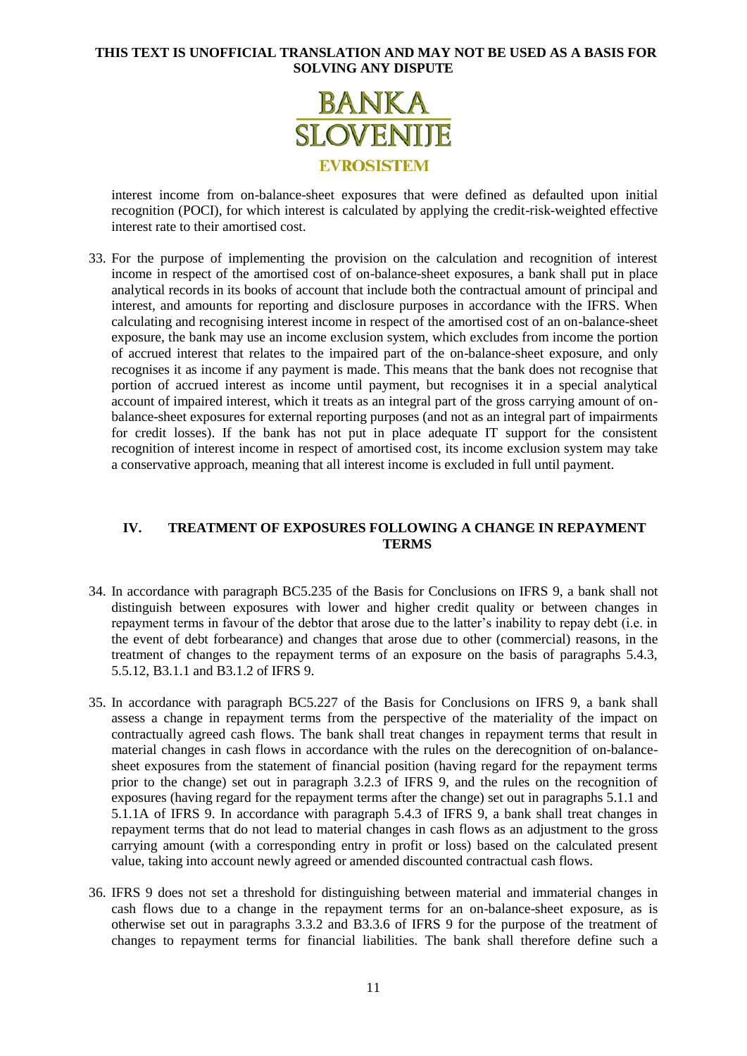interest income from on-balance-sheet exposures that were defined as defaulted upon initial recognition (POCI), for which interest is calculated by applying the credit-risk-weighted effective interest rate to their amortised cost.

33. For the purpose of implementing the provision on the calculation and recognition of interest income in respect of the amortised cost of on-balance-sheet exposures, a bank shall put in place analytical records in its books of account that include both the contractual amount of principal and interest, and amounts for reporting and disclosure purposes in accordance with the IFRS. When calculating and recognising interest income in respect of the amortised cost of an on-balance-sheet exposure, the bank may use an income exclusion system, which excludes from income the portion of accrued interest that relates to the impaired part of the on-balance-sheet exposure, and only recognises it as income if any payment is made. This means that the bank does not recognise that portion of accrued interest as income until payment, but recognises it in a special analytical account of impaired interest, which it treats as an integral part of the gross carrying amount of on-balance-sheet exposures for external reporting purposes (and not as an integral part of impairments for credit losses). If the bank has not put in place adequate IT support for the consistent recognition of interest income in respect of amortised cost, its income exclusion system may take a conservative approach, meaning that all interest income is excluded in full until payment.

## IV. TREATMENT OF EXPOSURES FOLLOWING A CHANGE IN REPAYMENT TERMS

34. In accordance with paragraph BC5.235 of the Basis for Conclusions on IFRS 9, a bank shall not distinguish between exposures with lower and higher credit quality or between changes in repayment terms in favour of the debtor that arose due to the latter's inability to repay debt (i.e. in the event of debt forbearance) and changes that arose due to other (commercial) reasons, in the treatment of changes to the repayment terms of an exposure on the basis of paragraphs 5.4.3, 5.5.12, B3.1.1 and B3.1.2 of IFRS 9.

35. In accordance with paragraph BC5.227 of the Basis for Conclusions on IFRS 9, a bank shall assess a change in repayment terms from the perspective of the materiality of the impact on contractually agreed cash flows. The bank shall treat changes in repayment terms that result in material changes in cash flows in accordance with the rules on the derecognition of on-balance-sheet exposures from the statement of financial position (having regard for the repayment terms prior to the change) set out in paragraph 3.2.3 of IFRS 9, and the rules on the recognition of exposures (having regard for the repayment terms after the change) set out in paragraphs 5.1.1 and 5.1.1A of IFRS 9. In accordance with paragraph 5.4.3 of IFRS 9, a bank shall treat changes in repayment terms that do not lead to material changes in cash flows as an adjustment to the gross carrying amount (with a corresponding entry in profit or loss) based on the calculated present value, taking into account newly agreed or amended discounted contractual cash flows.

36. IFRS 9 does not set a threshold for distinguishing between material and immaterial changes in cash flows due to a change in the repayment terms for an on-balance-sheet exposure, as is otherwise set out in paragraphs 3.3.2 and B3.3.6 of IFRS 9 for the purpose of the treatment of changes to repayment terms for financial liabilities. The bank shall therefore define such a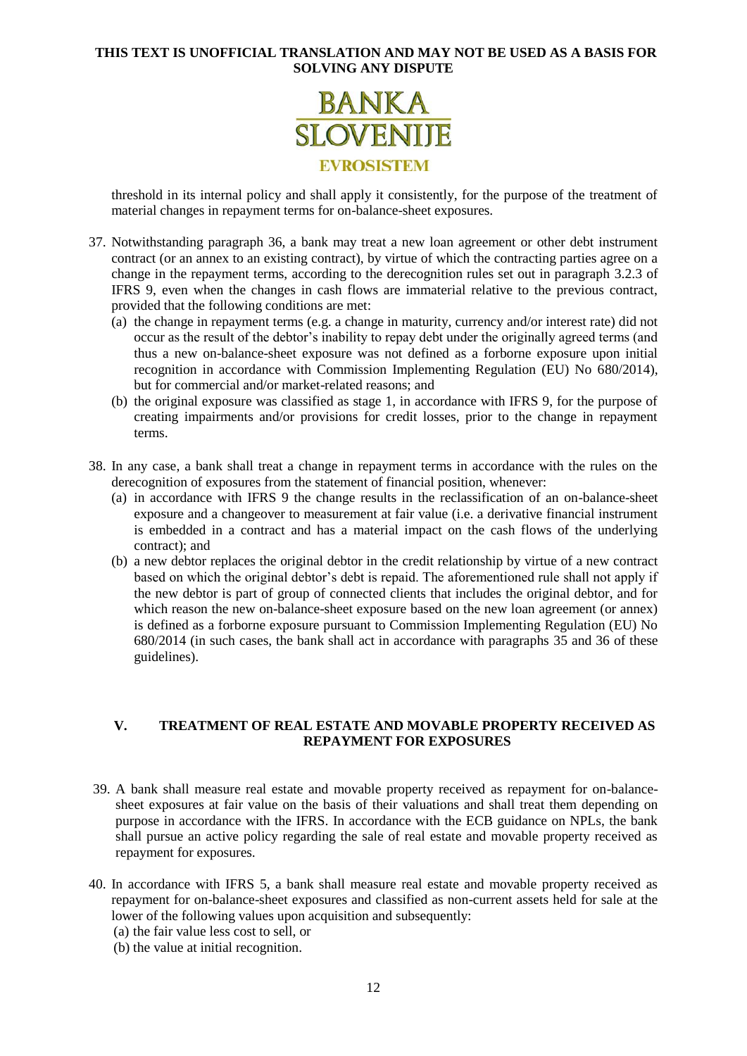threshold in its internal policy and shall apply it consistently, for the purpose of the treatment of material changes in repayment terms for on-balance-sheet exposures.

37. Notwithstanding paragraph 36, a bank may treat a new loan agreement or other debt instrument contract (or an annex to an existing contract), by virtue of which the contracting parties agree on a change in the repayment terms, according to the derecognition rules set out in paragraph 3.2.3 of IFRS 9, even when the changes in cash flows are immaterial relative to the previous contract, provided that the following conditions are met:
   (a) the change in repayment terms (e.g. a change in maturity, currency and/or interest rate) did not occur as the result of the debtor's inability to repay debt under the originally agreed terms (and thus a new on-balance-sheet exposure was not defined as a forborne exposure upon initial recognition in accordance with Commission Implementing Regulation (EU) No 680/2014), but for commercial and/or market-related reasons; and
   (b) the original exposure was classified as stage 1, in accordance with IFRS 9, for the purpose of creating impairments and/or provisions for credit losses, prior to the change in repayment terms.

38. In any case, a bank shall treat a change in repayment terms in accordance with the rules on the derecognition of exposures from the statement of financial position, whenever:
   (a) in accordance with IFRS 9 the change results in the reclassification of an on-balance-sheet exposure and a changeover to measurement at fair value (i.e. a derivative financial instrument is embedded in a contract and has a material impact on the cash flows of the underlying contract); and
   (b) a new debtor replaces the original debtor in the credit relationship by virtue of a new contract based on which the original debtor's debt is repaid. The aforementioned rule shall not apply if the new debtor is part of group of connected clients that includes the original debtor, and for which reason the new on-balance-sheet exposure based on the new loan agreement (or annex) is defined as a forborne exposure pursuant to Commission Implementing Regulation (EU) No 680/2014 (in such cases, the bank shall act in accordance with paragraphs 35 and 36 of these guidelines).

## V. TREATMENT OF REAL ESTATE AND MOVABLE PROPERTY RECEIVED AS REPAYMENT FOR EXPOSURES

39. A bank shall measure real estate and movable property received as repayment for on-balance-sheet exposures at fair value on the basis of their valuations and shall treat them depending on purpose in accordance with the IFRS. In accordance with the ECB guidance on NPLs, the bank shall pursue an active policy regarding the sale of real estate and movable property received as repayment for exposures.

40. In accordance with IFRS 5, a bank shall measure real estate and movable property received as repayment for on-balance-sheet exposures and classified as non-current assets held for sale at the lower of the following values upon acquisition and subsequently:
   (a) the fair value less cost to sell, or
   (b) the value at initial recognition.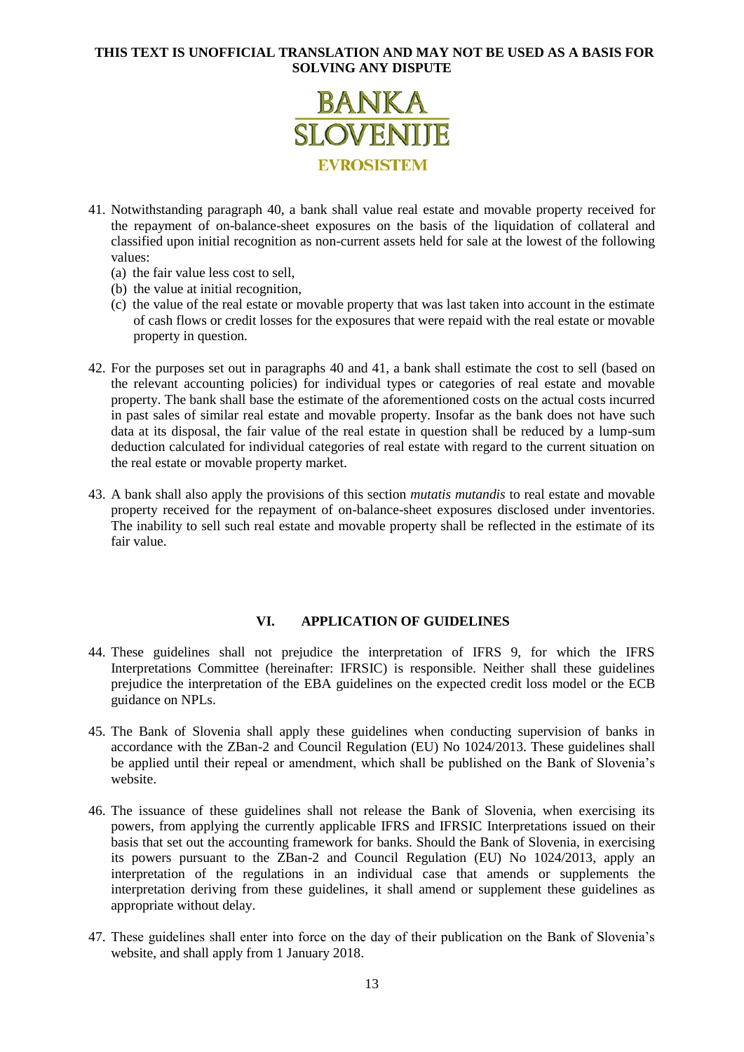41. Notwithstanding paragraph 40, a bank shall value real estate and movable property received for the repayment of on-balance-sheet exposures on the basis of the liquidation of collateral and classified upon initial recognition as non-current assets held for sale at the lowest of the following values:
    (a) the fair value less cost to sell,
    (b) the value at initial recognition,
    (c) the value of the real estate or movable property that was last taken into account in the estimate of cash flows or credit losses for the exposures that were repaid with the real estate or movable property in question.

42. For the purposes set out in paragraphs 40 and 41, a bank shall estimate the cost to sell (based on the relevant accounting policies) for individual types or categories of real estate and movable property. The bank shall base the estimate of the aforementioned costs on the actual costs incurred in past sales of similar real estate and movable property. Insofar as the bank does not have such data at its disposal, the fair value of the real estate in question shall be reduced by a lump-sum deduction calculated for individual categories of real estate with regard to the current situation on the real estate or movable property market.

43. A bank shall also apply the provisions of this section *mutatis mutandis* to real estate and movable property received for the repayment of on-balance-sheet exposures disclosed under inventories. The inability to sell such real estate and movable property shall be reflected in the estimate of its fair value.

## VI. APPLICATION OF GUIDELINES

44. These guidelines shall not prejudice the interpretation of IFRS 9, for which the IFRS Interpretations Committee (hereinafter: IFRSIC) is responsible. Neither shall these guidelines prejudice the interpretation of the EBA guidelines on the expected credit loss model or the ECB guidance on NPLs.

45. The Bank of Slovenia shall apply these guidelines when conducting supervision of banks in accordance with the ZBan-2 and Council Regulation (EU) No 1024/2013. These guidelines shall be applied until their repeal or amendment, which shall be published on the Bank of Slovenia's website.

46. The issuance of these guidelines shall not release the Bank of Slovenia, when exercising its powers, from applying the currently applicable IFRS and IFRSIC Interpretations issued on their basis that set out the accounting framework for banks. Should the Bank of Slovenia, in exercising its powers pursuant to the ZBan-2 and Council Regulation (EU) No 1024/2013, apply an interpretation of the regulations in an individual case that amends or supplements the interpretation deriving from these guidelines, it shall amend or supplement these guidelines as appropriate without delay.

47. These guidelines shall enter into force on the day of their publication on the Bank of Slovenia's website, and shall apply from 1 January 2018.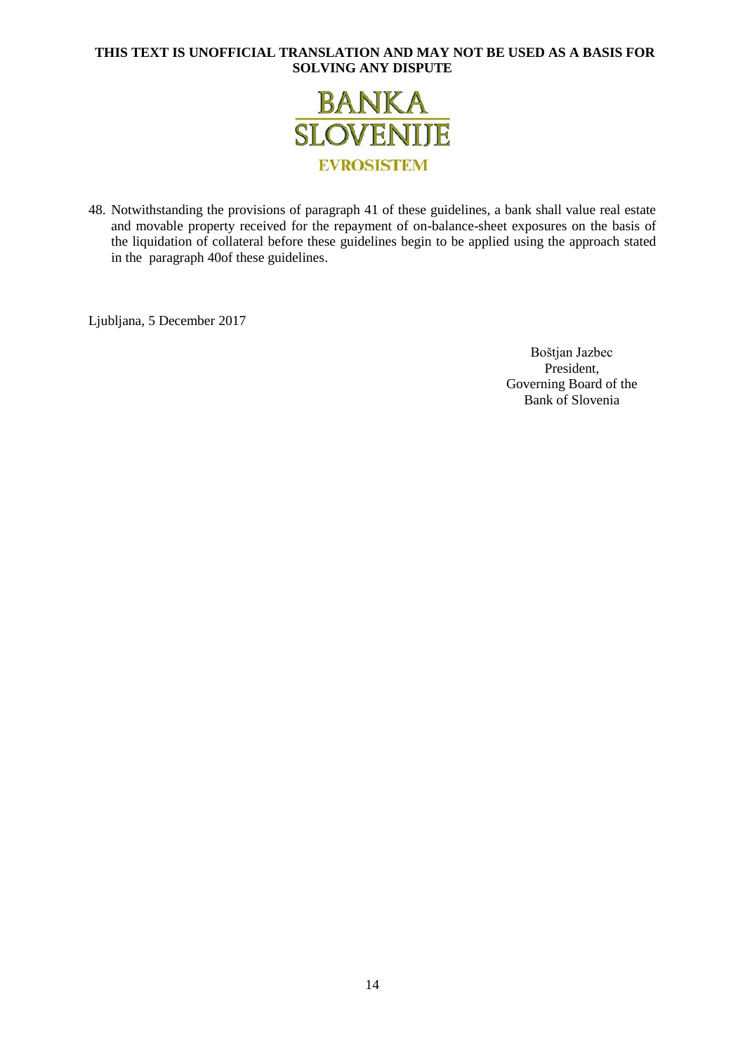48. Notwithstanding the provisions of paragraph 41 of these guidelines, a bank shall value real estate and movable property received for the repayment of on-balance-sheet exposures on the basis of the liquidation of collateral before these guidelines begin to be applied using the approach stated in the paragraph 40of these guidelines.

Ljubljana, 5 December 2017

Boštjan Jazbec
President,
Governing Board of the
Bank of Slovenia